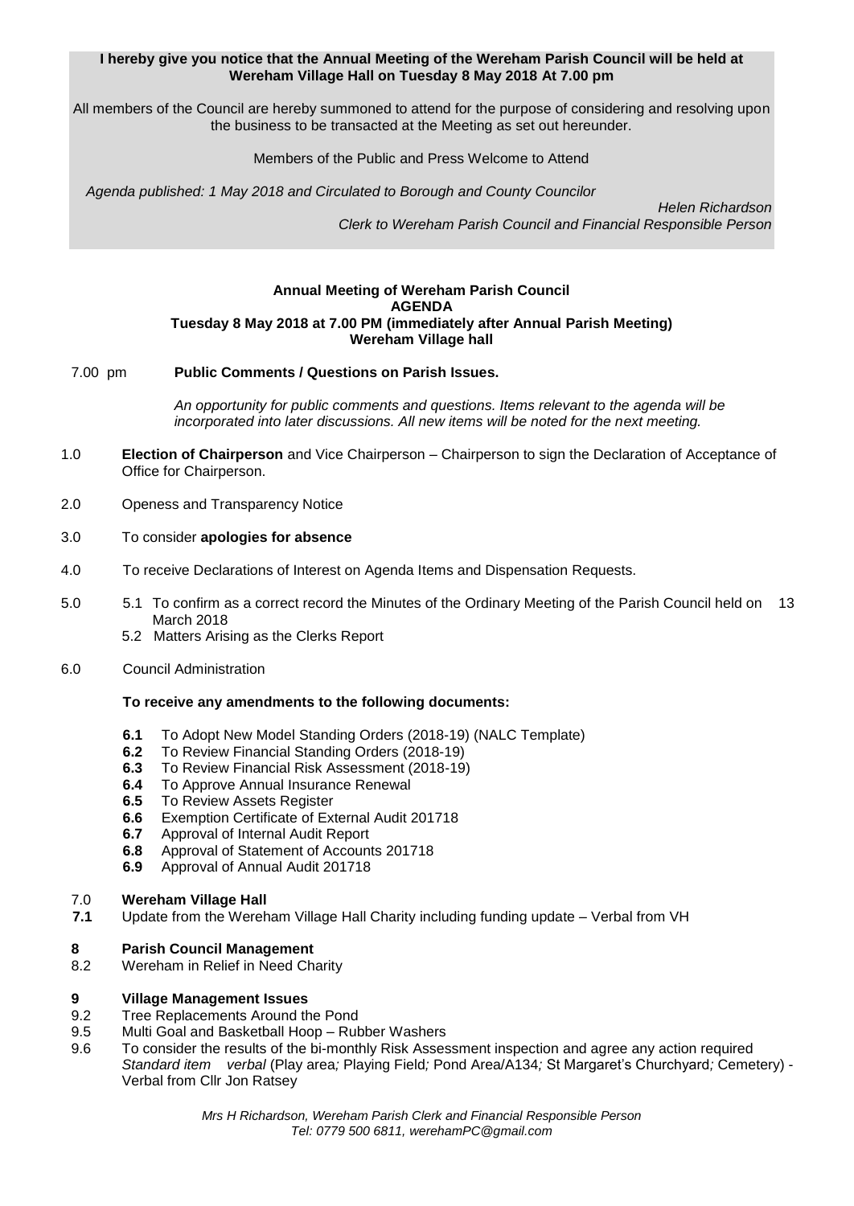**I hereby give you notice that the Annual Meeting of the Wereham Parish Council will be held at Wereham Village Hall on Tuesday 8 May 2018 At 7.00 pm**

All members of the Council are hereby summoned to attend for the purpose of considering and resolving upon the business to be transacted at the Meeting as set out hereunder.

Members of the Public and Press Welcome to Attend

*Agenda published: 1 May 2018 and Circulated to Borough and County Councilor*

*Helen Richardson*
*Clerk to Wereham Parish Council and Financial Responsible Person*

**Annual Meeting of Wereham Parish Council**
**AGENDA**
**Tuesday 8 May 2018 at 7.00 PM (immediately after Annual Parish Meeting)**
**Wereham Village hall**

7.00 pm **Public Comments / Questions on Parish Issues.**

*An opportunity for public comments and questions. Items relevant to the agenda will be incorporated into later discussions. All new items will be noted for the next meeting.*

1.0 **Election of Chairperson** and Vice Chairperson – Chairperson to sign the Declaration of Acceptance of Office for Chairperson.

2.0 Openess and Transparency Notice

3.0 To consider **apologies for absence**

4.0 To receive Declarations of Interest on Agenda Items and Dispensation Requests.

5.0
- 5.1 To confirm as a correct record the Minutes of the Ordinary Meeting of the Parish Council held on 13 March 2018
- 5.2 Matters Arising as the Clerks Report

6.0 Council Administration

**To receive any amendments to the following documents:**

- **6.1** To Adopt New Model Standing Orders (2018-19) (NALC Template)
- **6.2** To Review Financial Standing Orders (2018-19)
- **6.3** To Review Financial Risk Assessment (2018-19)
- **6.4** To Approve Annual Insurance Renewal
- **6.5** To Review Assets Register
- **6.6** Exemption Certificate of External Audit 201718
- **6.7** Approval of Internal Audit Report
- **6.8** Approval of Statement of Accounts 201718
- **6.9** Approval of Annual Audit 201718

7.0 **Wereham Village Hall**

**7.1** Update from the Wereham Village Hall Charity including funding update – Verbal from VH

**8 Parish Council Management**

8.2 Wereham in Relief in Need Charity

**9 Village Management Issues**

9.2 Tree Replacements Around the Pond

9.5 Multi Goal and Basketball Hoop – Rubber Washers

9.6 To consider the results of the bi-monthly Risk Assessment inspection and agree any action required *Standard item verbal* (Play area*;* Playing Field*;* Pond Area/A134*;* St Margaret's Churchyard*;* Cemetery) - Verbal from Cllr Jon Ratsey

*Mrs H Richardson, Wereham Parish Clerk and Financial Responsible Person*
*Tel: 0779 500 6811, werehamPC@gmail.com*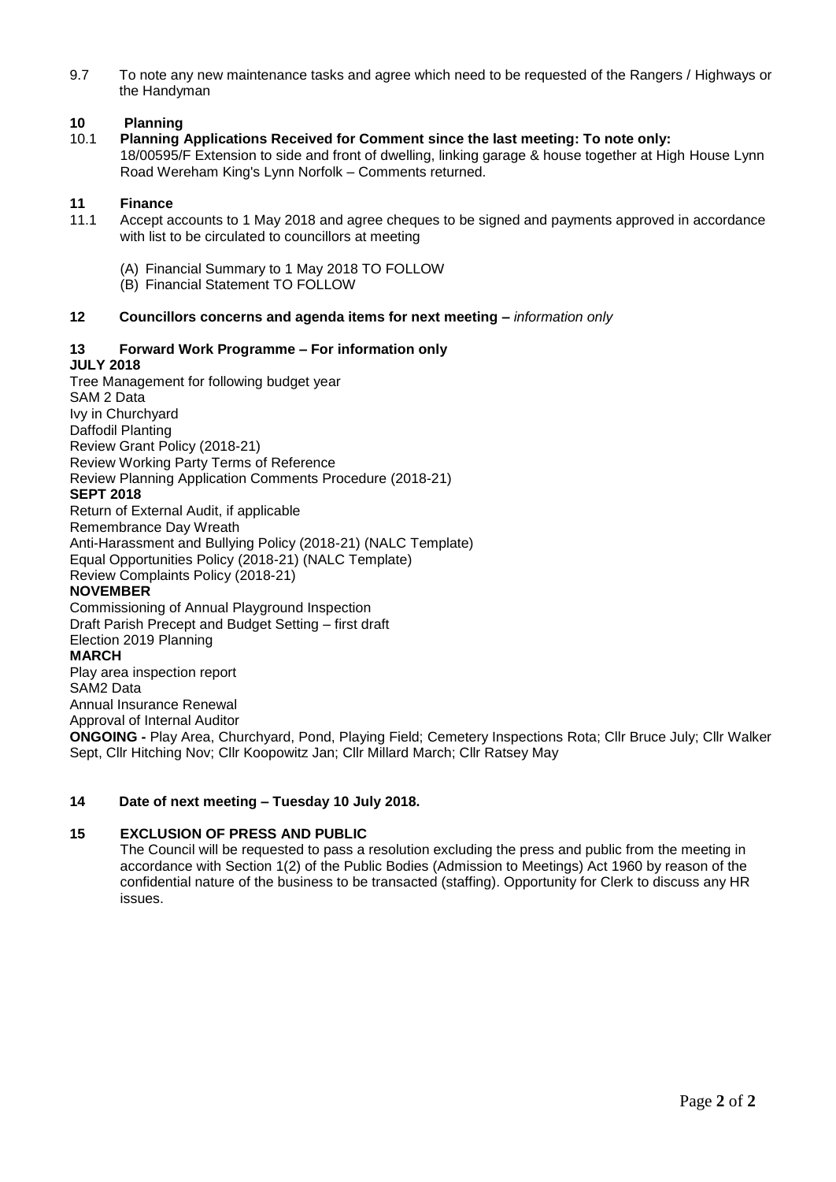9.7 To note any new maintenance tasks and agree which need to be requested of the Rangers / Highways or the Handyman

## 10 Planning

**10.1 Planning Applications Received for Comment since the last meeting: To note only:**

18/00595/F Extension to side and front of dwelling, linking garage & house together at High House Lynn Road Wereham King's Lynn Norfolk – Comments returned.

## 11 Finance

11.1 Accept accounts to 1 May 2018 and agree cheques to be signed and payments approved in accordance with list to be circulated to councillors at meeting

(A) Financial Summary to 1 May 2018 TO FOLLOW
(B) Financial Statement TO FOLLOW

## 12 Councillors concerns and agenda items for next meeting – *information only*

## 13 Forward Work Programme – For information only

**JULY 2018**

Tree Management for following budget year
SAM 2 Data
Ivy in Churchyard
Daffodil Planting
Review Grant Policy (2018-21)
Review Working Party Terms of Reference
Review Planning Application Comments Procedure (2018-21)

**SEPT 2018**

Return of External Audit, if applicable
Remembrance Day Wreath
Anti-Harassment and Bullying Policy (2018-21) (NALC Template)
Equal Opportunities Policy (2018-21) (NALC Template)
Review Complaints Policy (2018-21)

**NOVEMBER**

Commissioning of Annual Playground Inspection
Draft Parish Precept and Budget Setting – first draft
Election 2019 Planning

**MARCH**

Play area inspection report
SAM2 Data
Annual Insurance Renewal
Approval of Internal Auditor

**ONGOING -** Play Area, Churchyard, Pond, Playing Field; Cemetery Inspections Rota; Cllr Bruce July; Cllr Walker Sept, Cllr Hitching Nov; Cllr Koopowitz Jan; Cllr Millard March; Cllr Ratsey May

## 14 Date of next meeting – Tuesday 10 July 2018.

## 15 EXCLUSION OF PRESS AND PUBLIC

The Council will be requested to pass a resolution excluding the press and public from the meeting in accordance with Section 1(2) of the Public Bodies (Admission to Meetings) Act 1960 by reason of the confidential nature of the business to be transacted (staffing). Opportunity for Clerk to discuss any HR issues.